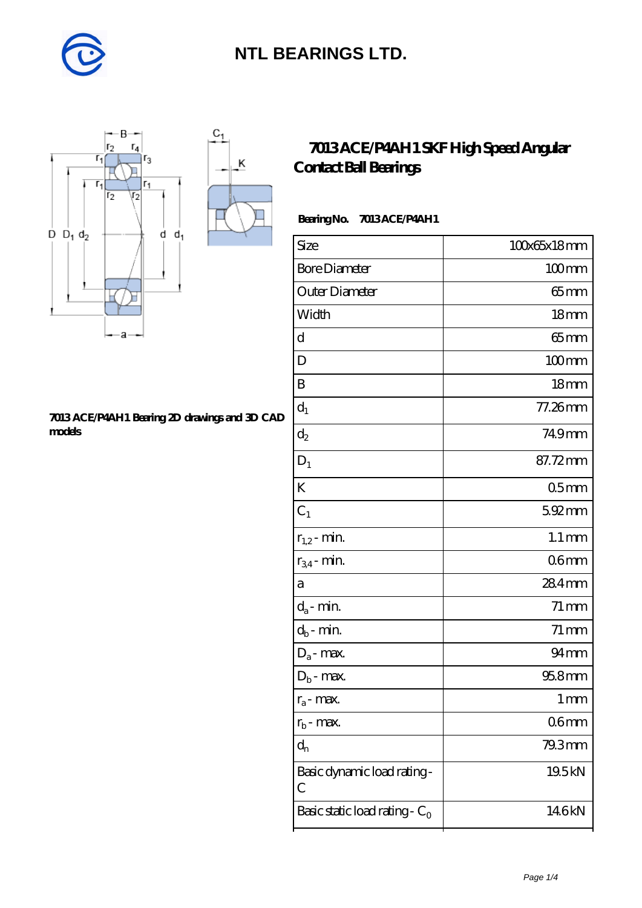# NTL BEARINGS LTD.

## 7013 ACE/P4AH1 SKF High Speed Angular Contact Ball Bearings

7013 ACE/P4AH1 Bearing 2D drawings and 3D CAD models

**Bearing No.** 7013 ACE/P4AH1

| Size | 100x65x18 mm |
|---|---|
| Bore Diameter | 100 mm |
| Outer Diameter | 65 mm |
| Width | 18 mm |
| d | 65 mm |
| D | 100 mm |
| B | 18 mm |
| $d_1$ | 77.26 mm |
| $d_2$ | 74.9 mm |
| $D_1$ | 87.72 mm |
| K | 0.5 mm |
| $C_1$ | 5.92 mm |
| $r_{1,2}$ - min. | 1.1 mm |
| $r_{3,4}$ - min. | 0.6 mm |
| a | 28.4 mm |
| $d_a$ - min. | 71 mm |
| $d_b$ - min. | 71 mm |
| $D_a$ - max. | 94 mm |
| $D_b$ - max. | 95.8 mm |
| $r_a$ - max. | 1 mm |
| $r_b$ - max. | 0.6 mm |
| $d_n$ | 79.3 mm |
| Basic dynamic load rating - C | 19.5 kN |
| Basic static load rating - $C_0$ | 14.6 kN |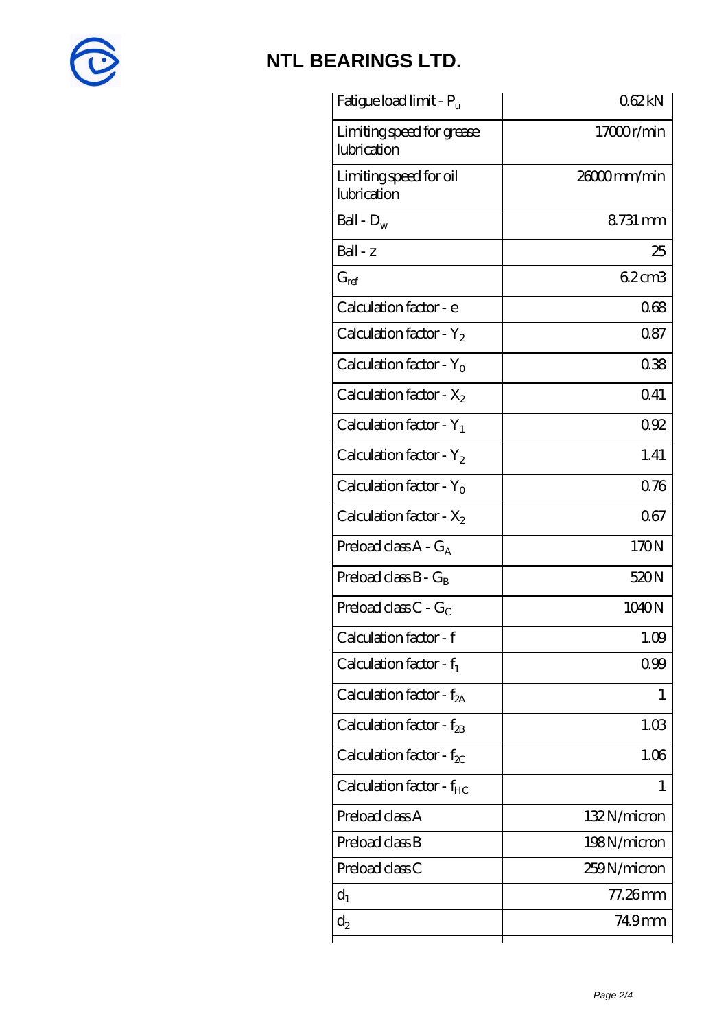# NTL BEARINGS LTD.

| | |
|---|---|
| Fatigue load limit - $P_u$ | 0.62 kN |
| Limiting speed for grease lubrication | 17000 r/min |
| Limiting speed for oil lubrication | 26000 mm/min |
| Ball - $D_w$ | 8.731 mm |
| Ball - z | 25 |
| $G_{ref}$ | 6.2 cm3 |
| Calculation factor - e | 0.68 |
| Calculation factor - $Y_2$ | 0.87 |
| Calculation factor - $Y_0$ | 0.38 |
| Calculation factor - $X_2$ | 0.41 |
| Calculation factor - $Y_1$ | 0.92 |
| Calculation factor - $Y_2$ | 1.41 |
| Calculation factor - $Y_0$ | 0.76 |
| Calculation factor - $X_2$ | 0.67 |
| Preload class A - $G_A$ | 170 N |
| Preload class B - $G_B$ | 520 N |
| Preload class C - $G_C$ | 1040 N |
| Calculation factor - f | 1.09 |
| Calculation factor - $f_1$ | 0.99 |
| Calculation factor - $f_{2A}$ | 1 |
| Calculation factor - $f_{2B}$ | 1.03 |
| Calculation factor - $f_{2C}$ | 1.06 |
| Calculation factor - $f_{HC}$ | 1 |
| Preload class A | 132 N/micron |
| Preload class B | 198 N/micron |
| Preload class C | 259 N/micron |
| $d_1$ | 77.26 mm |
| $d_2$ | 74.9 mm |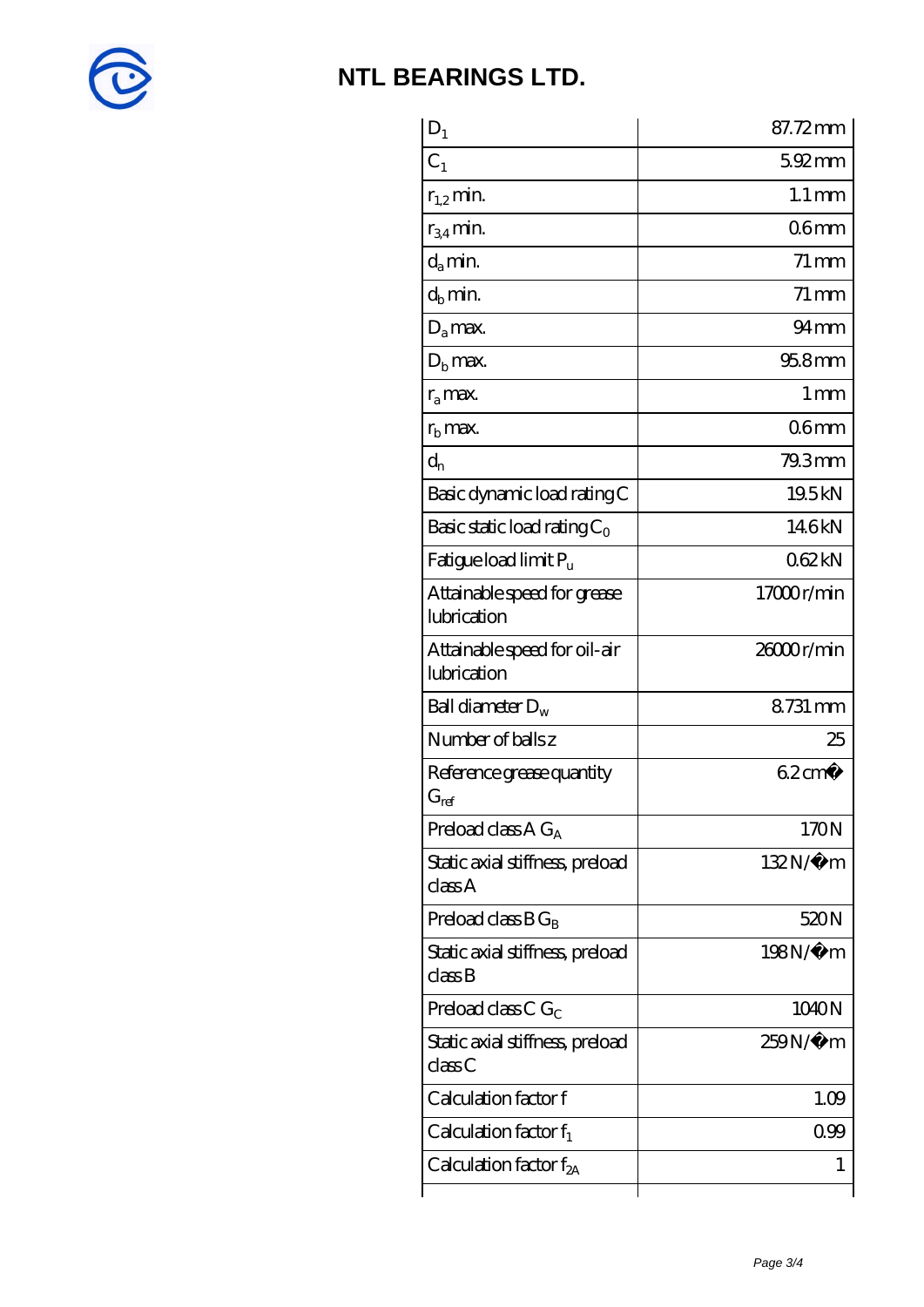# NTL BEARINGS LTD.

| | |
|---|---|
| $D_1$ | 87.72 mm |
| $C_1$ | 5.92 mm |
| $r_{1,2}$ min. | 1.1 mm |
| $r_{3,4}$ min. | 0.6 mm |
| $d_a$ min. | 71 mm |
| $d_b$ min. | 71 mm |
| $D_a$ max. | 94 mm |
| $D_b$ max. | 95.8 mm |
| $r_a$ max. | 1 mm |
| $r_b$ max. | 0.6 mm |
| $d_n$ | 79.3 mm |
| Basic dynamic load rating C | 19.5 kN |
| Basic static load rating $C_0$ | 14.6 kN |
| Fatigue load limit $P_u$ | 0.62 kN |
| Attainable speed for grease lubrication | 17000 r/min |
| Attainable speed for oil-air lubrication | 26000 r/min |
| Ball diameter $D_w$ | 8.731 mm |
| Number of balls z | 25 |
| Reference grease quantity $G_{ref}$ | 6.2 cm� |
| Preload class A $G_A$ | 170 N |
| Static axial stiffness, preload class A | 132 N/�m |
| Preload class B $G_B$ | 520 N |
| Static axial stiffness, preload class B | 198 N/�m |
| Preload class C $G_C$ | 1040 N |
| Static axial stiffness, preload class C | 259 N/�m |
| Calculation factor f | 1.09 |
| Calculation factor $f_1$ | 0.99 |
| Calculation factor $f_{2A}$ | 1 |
| | |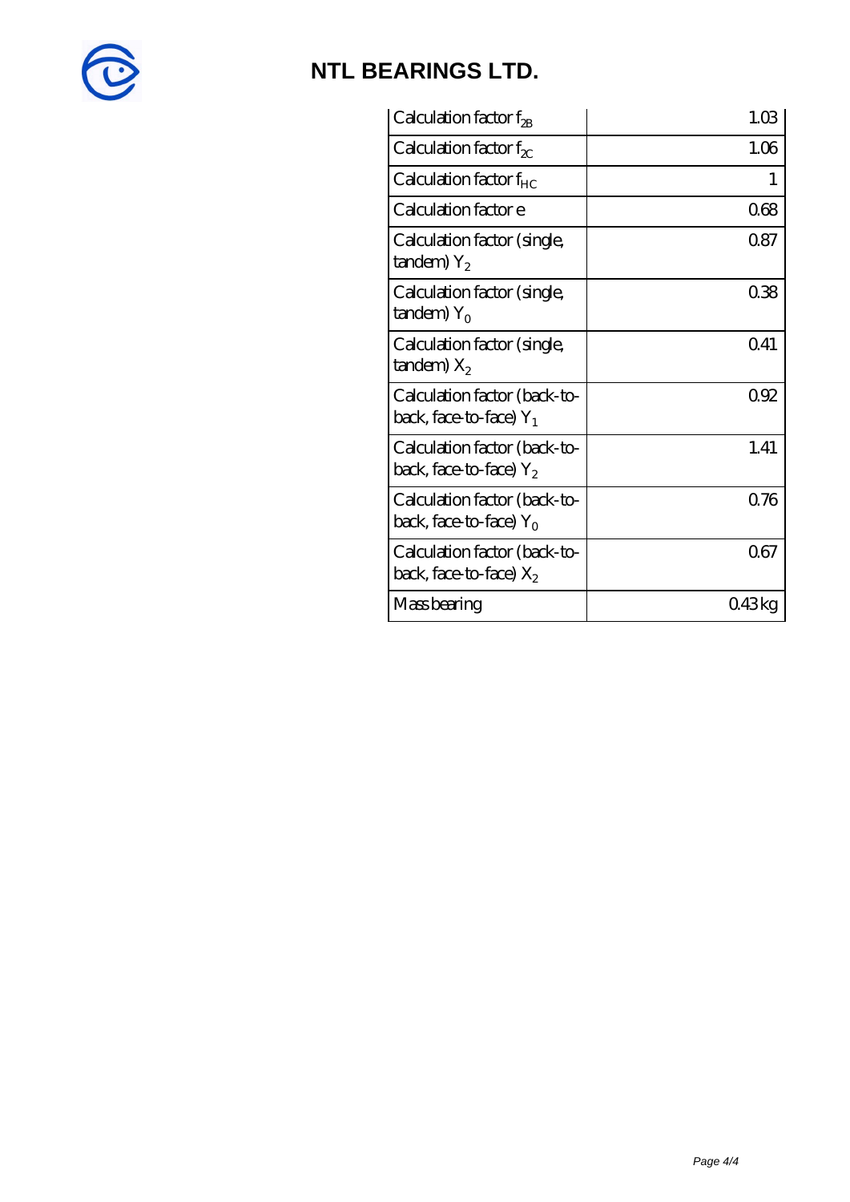| | |
|---|---|
| Calculation factor $f_{2B}$ | 1.03 |
| Calculation factor $f_{2C}$ | 1.06 |
| Calculation factor $f_{HC}$ | 1 |
| Calculation factor e | 0.68 |
| Calculation factor (single, tandem) $Y_2$ | 0.87 |
| Calculation factor (single, tandem) $Y_0$ | 0.38 |
| Calculation factor (single, tandem) $X_2$ | 0.41 |
| Calculation factor (back-to-back, face-to-face) $Y_1$ | 0.92 |
| Calculation factor (back-to-back, face-to-face) $Y_2$ | 1.41 |
| Calculation factor (back-to-back, face-to-face) $Y_0$ | 0.76 |
| Calculation factor (back-to-back, face-to-face) $X_2$ | 0.67 |
| Mass bearing | 0.43 kg |